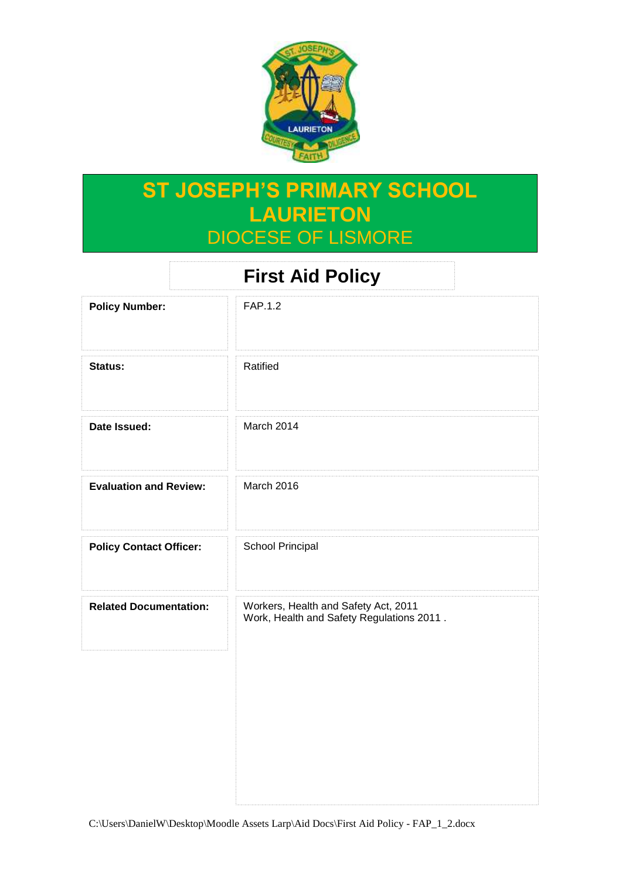# ST JOSEPH'S PRIMARY SCHOOL LAURIETON

DIOCESE OF LISMORE

## First Aid Policy

| | |
|---|---|
| **Policy Number:** | FAP.1.2 |
| **Status:** | Ratified |
| **Date Issued:** | March 2014 |
| **Evaluation and Review:** | March 2016 |
| **Policy Contact Officer:** | School Principal |
| **Related Documentation:** | Workers, Health and Safety Act, 2011<br>Work, Health and Safety Regulations 2011 . |

C:\Users\DanielW\Desktop\Moodle Assets Larp\Aid Docs\First Aid Policy - FAP_1_2.docx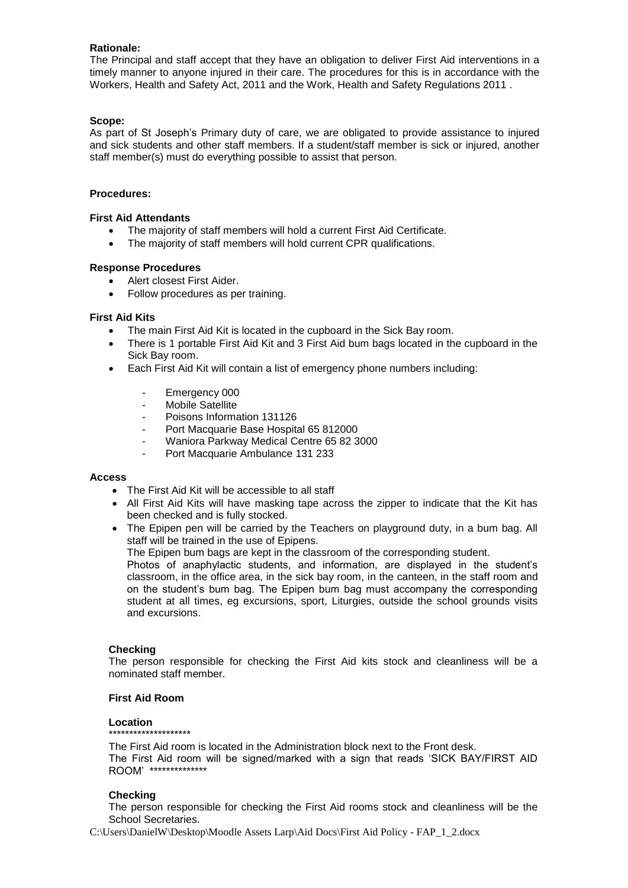**Rationale:**

The Principal and staff accept that they have an obligation to deliver First Aid interventions in a timely manner to anyone injured in their care. The procedures for this is in accordance with the Workers, Health and Safety Act, 2011 and the Work, Health and Safety Regulations 2011 .

**Scope:**

As part of St Joseph's Primary duty of care, we are obligated to provide assistance to injured and sick students and other staff members. If a student/staff member is sick or injured, another staff member(s) must do everything possible to assist that person.

**Procedures:**

**First Aid Attendants**

- The majority of staff members will hold a current First Aid Certificate.
- The majority of staff members will hold current CPR qualifications.

**Response Procedures**

- Alert closest First Aider.
- Follow procedures as per training.

**First Aid Kits**

- The main First Aid Kit is located in the cupboard in the Sick Bay room.
- There is 1 portable First Aid Kit and 3 First Aid bum bags located in the cupboard in the Sick Bay room.
- Each First Aid Kit will contain a list of emergency phone numbers including:
  - Emergency 000
  - Mobile Satellite
  - Poisons Information 131126
  - Port Macquarie Base Hospital 65 812000
  - Waniora Parkway Medical Centre 65 82 3000
  - Port Macquarie Ambulance 131 233

**Access**

- The First Aid Kit will be accessible to all staff
- All First Aid Kits will have masking tape across the zipper to indicate that the Kit has been checked and is fully stocked.
- The Epipen pen will be carried by the Teachers on playground duty, in a bum bag. All staff will be trained in the use of Epipens.
  The Epipen bum bags are kept in the classroom of the corresponding student.
  Photos of anaphylactic students, and information, are displayed in the student's classroom, in the office area, in the sick bay room, in the canteen, in the staff room and on the student's bum bag. The Epipen bum bag must accompany the corresponding student at all times, eg excursions, sport, Liturgies, outside the school grounds visits and excursions.

**Checking**

The person responsible for checking the First Aid kits stock and cleanliness will be a nominated staff member.

**First Aid Room**

**Location**
********************

The First Aid room is located in the Administration block next to the Front desk.
The First Aid room will be signed/marked with a sign that reads 'SICK BAY/FIRST AID ROOM' **************

**Checking**

The person responsible for checking the First Aid rooms stock and cleanliness will be the School Secretaries.

C:\Users\DanielW\Desktop\Moodle Assets Larp\Aid Docs\First Aid Policy - FAP_1_2.docx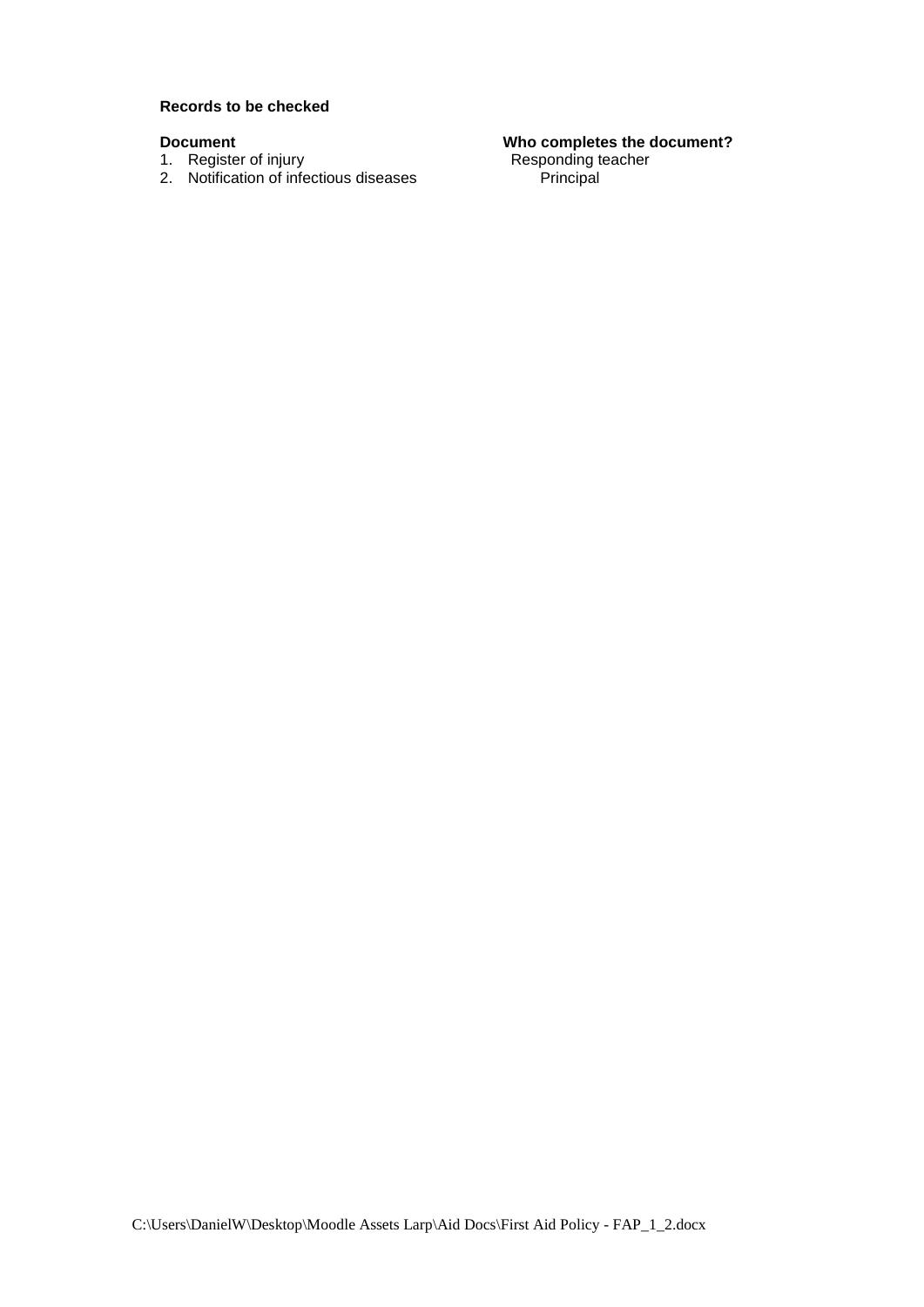**Records to be checked**

| Document | Who completes the document? |
| --- | --- |
| 1. Register of injury | Responding teacher |
| 2. Notification of infectious diseases | Principal |